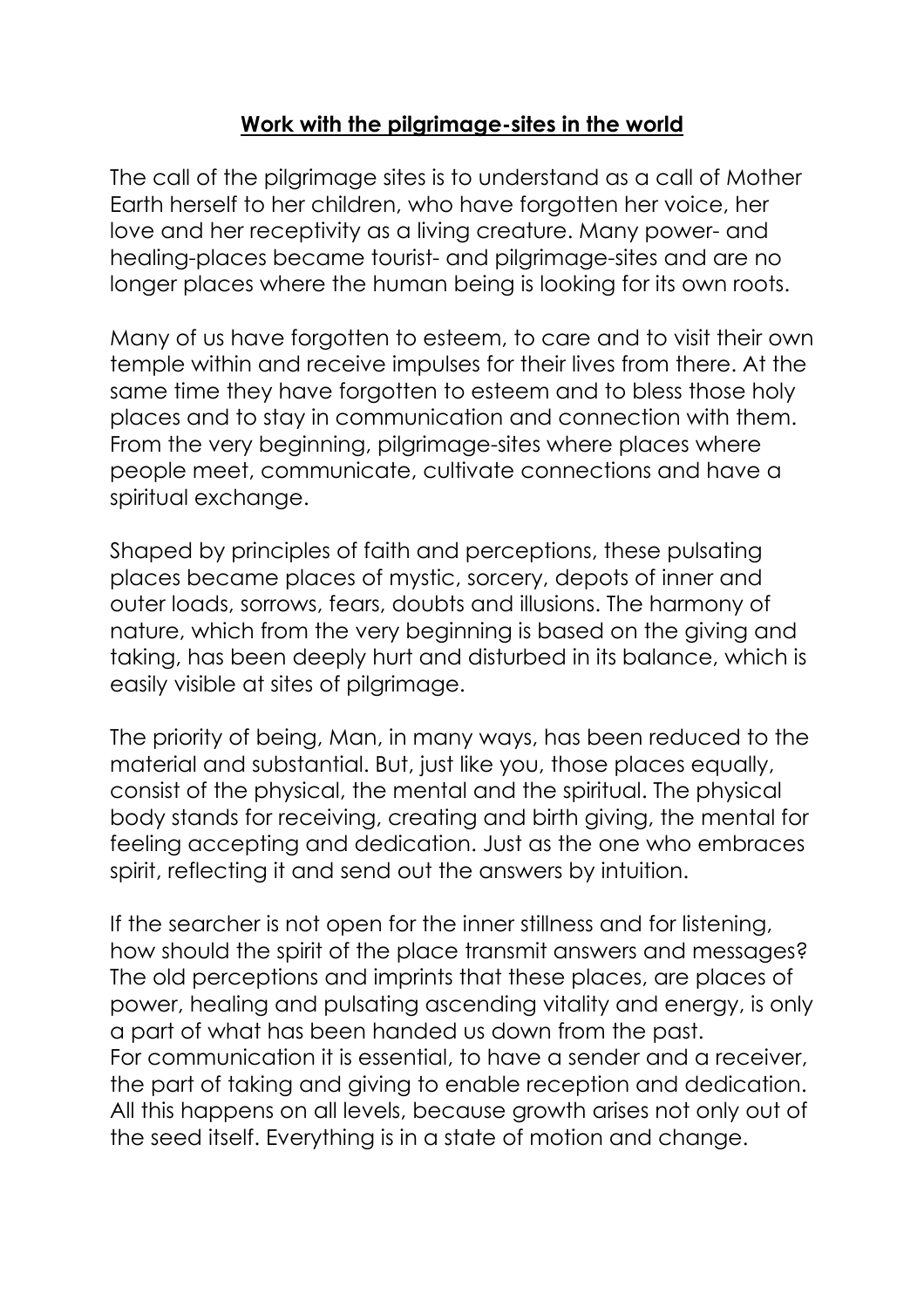# Work with the pilgrimage-sites in the world

The call of the pilgrimage sites is to understand as a call of Mother Earth herself to her children, who have forgotten her voice, her love and her receptivity as a living creature. Many power- and healing-places became tourist- and pilgrimage-sites and are no longer places where the human being is looking for its own roots.

Many of us have forgotten to esteem, to care and to visit their own temple within and receive impulses for their lives from there. At the same time they have forgotten to esteem and to bless those holy places and to stay in communication and connection with them. From the very beginning, pilgrimage-sites where places where people meet, communicate, cultivate connections and have a spiritual exchange.

Shaped by principles of faith and perceptions, these pulsating places became places of mystic, sorcery, depots of inner and outer loads, sorrows, fears, doubts and illusions. The harmony of nature, which from the very beginning is based on the giving and taking, has been deeply hurt and disturbed in its balance, which is easily visible at sites of pilgrimage.

The priority of being, Man, in many ways, has been reduced to the material and substantial. But, just like you, those places equally, consist of the physical, the mental and the spiritual. The physical body stands for receiving, creating and birth giving, the mental for feeling accepting and dedication. Just as the one who embraces spirit, reflecting it and send out the answers by intuition.

If the searcher is not open for the inner stillness and for listening, how should the spirit of the place transmit answers and messages? The old perceptions and imprints that these places, are places of power, healing and pulsating ascending vitality and energy, is only a part of what has been handed us down from the past.
For communication it is essential, to have a sender and a receiver, the part of taking and giving to enable reception and dedication. All this happens on all levels, because growth arises not only out of the seed itself. Everything is in a state of motion and change.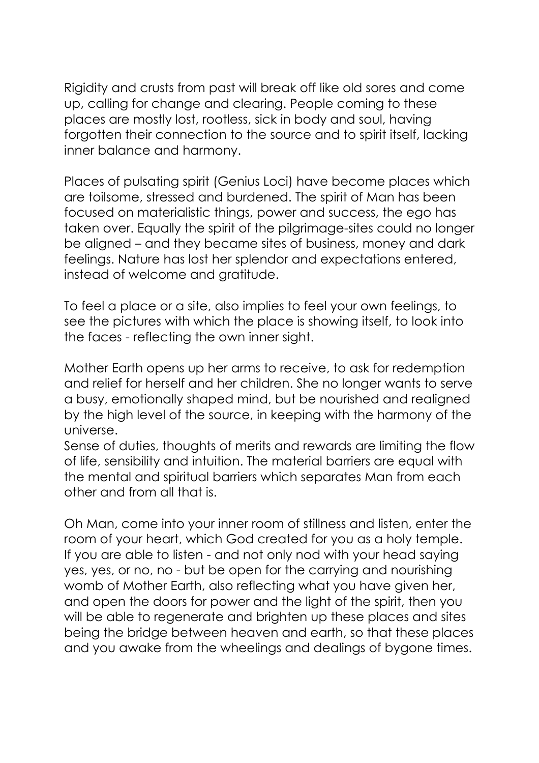Rigidity and crusts from past will break off like old sores and come up, calling for change and clearing. People coming to these places are mostly lost, rootless, sick in body and soul, having forgotten their connection to the source and to spirit itself, lacking inner balance and harmony.

Places of pulsating spirit (Genius Loci) have become places which are toilsome, stressed and burdened. The spirit of Man has been focused on materialistic things, power and success, the ego has taken over. Equally the spirit of the pilgrimage-sites could no longer be aligned – and they became sites of business, money and dark feelings. Nature has lost her splendor and expectations entered, instead of welcome and gratitude.

To feel a place or a site, also implies to feel your own feelings, to see the pictures with which the place is showing itself, to look into the faces - reflecting the own inner sight.

Mother Earth opens up her arms to receive, to ask for redemption and relief for herself and her children. She no longer wants to serve a busy, emotionally shaped mind, but be nourished and realigned by the high level of the source, in keeping with the harmony of the universe.
Sense of duties, thoughts of merits and rewards are limiting the flow of life, sensibility and intuition. The material barriers are equal with the mental and spiritual barriers which separates Man from each other and from all that is.

Oh Man, come into your inner room of stillness and listen, enter the room of your heart, which God created for you as a holy temple. If you are able to listen - and not only nod with your head saying yes, yes, or no, no - but be open for the carrying and nourishing womb of Mother Earth, also reflecting what you have given her, and open the doors for power and the light of the spirit, then you will be able to regenerate and brighten up these places and sites being the bridge between heaven and earth, so that these places and you awake from the wheelings and dealings of bygone times.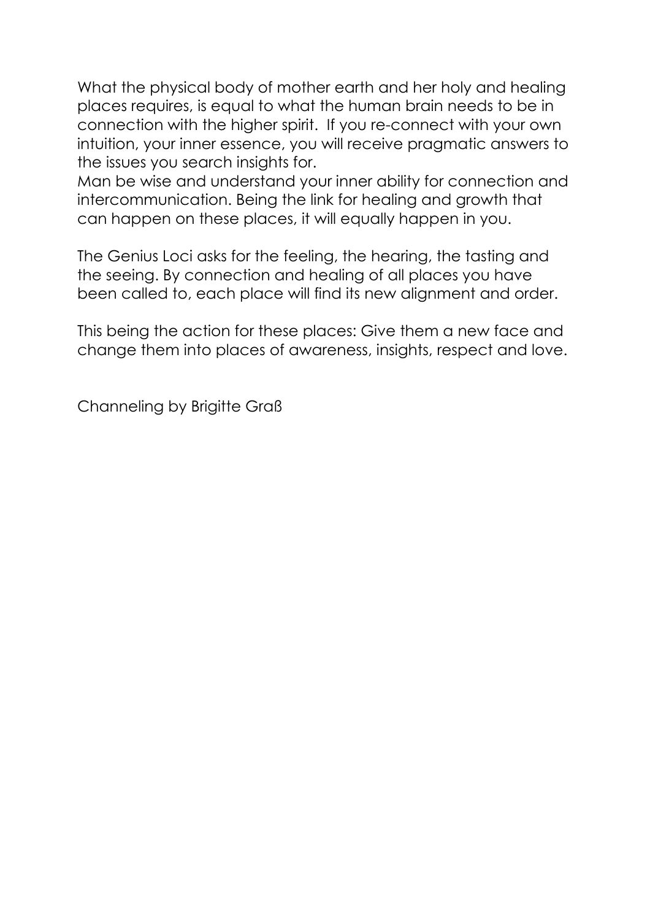What the physical body of mother earth and her holy and healing places requires, is equal to what the human brain needs to be in connection with the higher spirit.  If you re-connect with your own intuition, your inner essence, you will receive pragmatic answers to the issues you search insights for.
Man be wise and understand your inner ability for connection and intercommunication. Being the link for healing and growth that can happen on these places, it will equally happen in you.

The Genius Loci asks for the feeling, the hearing, the tasting and the seeing. By connection and healing of all places you have been called to, each place will find its new alignment and order.

This being the action for these places: Give them a new face and change them into places of awareness, insights, respect and love.

Channeling by Brigitte Graß